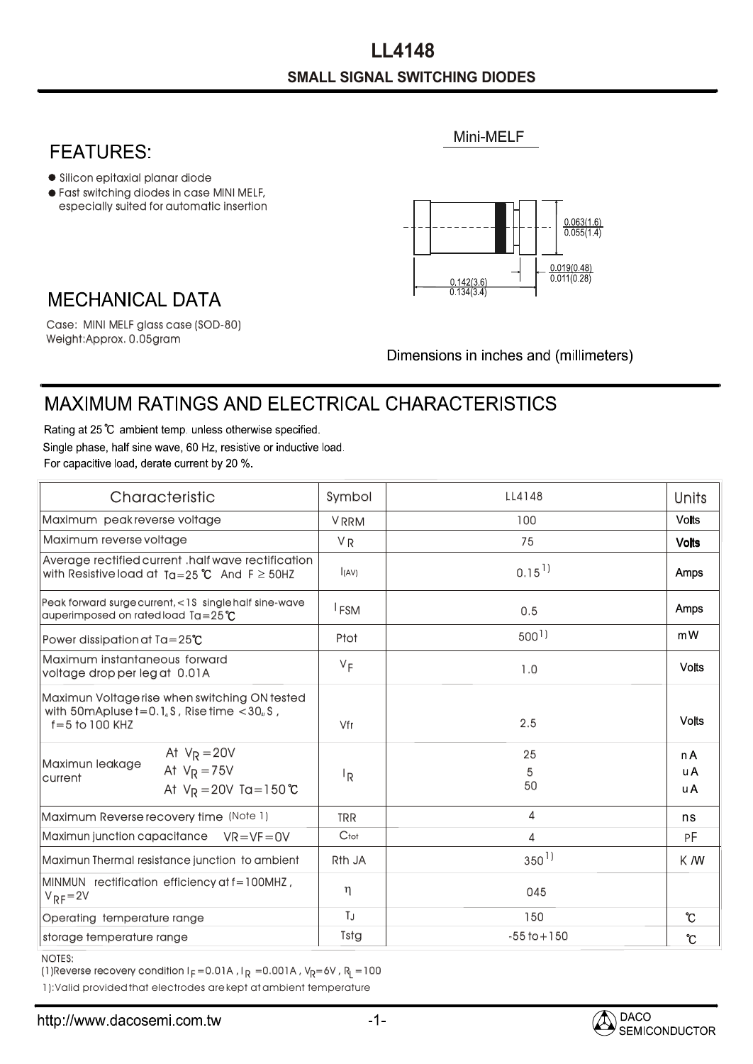# LL4148

## SMALL SIGNAL SWITCHING DIODES

## FEATURES:

- Silicon epitaxial planar diode
- Fast switching diodes in case MINI MELF, especially suited for automatic insertion

Mini-MELF

0.063(1.6)
0.055(1.4)

0.019(0.48)
0.011(0.28)

0.142(3.6)
0.134(3.4)

Dimensions in inches and (millimeters)

## MECHANICAL DATA

Case: MINI MELF glass case (SOD-80)
Weight:Approx. 0.05gram

## MAXIMUM RATINGS AND ELECTRICAL CHARACTERISTICS

Rating at 25 ℃ ambient temp. unless otherwise specified.
Single phase, half sine wave, 60 Hz, resistive or inductive load.
For capacitive load, derate current by 20 %.

| Characteristic | | Symbol | LL4148 | Units |
|---|---|---|---|---|
| Maximum peak reverse voltage | | $V_{RRM}$ | 100 | Volts |
| Maximum reverse voltage | | $V_R$ | 75 | Volts |
| Average rectified current .half wave rectification with Resistive load at Ta=25 ℃ And F ≥ 50HZ | | $I_{(AV)}$ | 0.15 1) | Amps |
| Peak forward surge current, <1S single half sine-wave auperimposed on rated load Ta=25℃ | | $I_{FSM}$ | 0.5 | Amps |
| Power dissipation at Ta=25℃ | | Ptot | 500 1) | mW |
| Maximum instantaneous forward voltage drop per leg at 0.01A | | $V_F$ | 1.0 | Volts |
| Maximun Voltage rise when switching ON tested with 50mApluse t=0.1μS , Rise time <30μS , f=5 to 100 KHZ | | Vfr | 2.5 | Volts |
| Maximun leakage current | At $V_R$ =20V | $I_R$ | 25 | nA |
| | At $V_R$ =75V | | 5 | uA |
| | At $V_R$ =20V Ta=150℃ | | 50 | uA |
| Maximum Reverse recovery time (Note 1) | | TRR | 4 | ns |
| Maximun junction capacitance VR=VF=0V | | Ctot | 4 | PF |
| Maximun Thermal resistance junction to ambient | | Rth JA | 350 1) | K /W |
| MINMUN rectification efficiency at f=100MHZ , $V_{RF}$=2V | | η | 045 | |
| Operating temperature range | | TJ | 150 | ℃ |
| storage temperature range | | Tstg | -55 to+150 | ℃ |

NOTES:
(1)Reverse recovery condition $I_F$ =0.01A , $I_R$ =0.001A , $V_R$=6V , $R_L$ =100
1):Valid provided that electrodes are kept at ambient temperature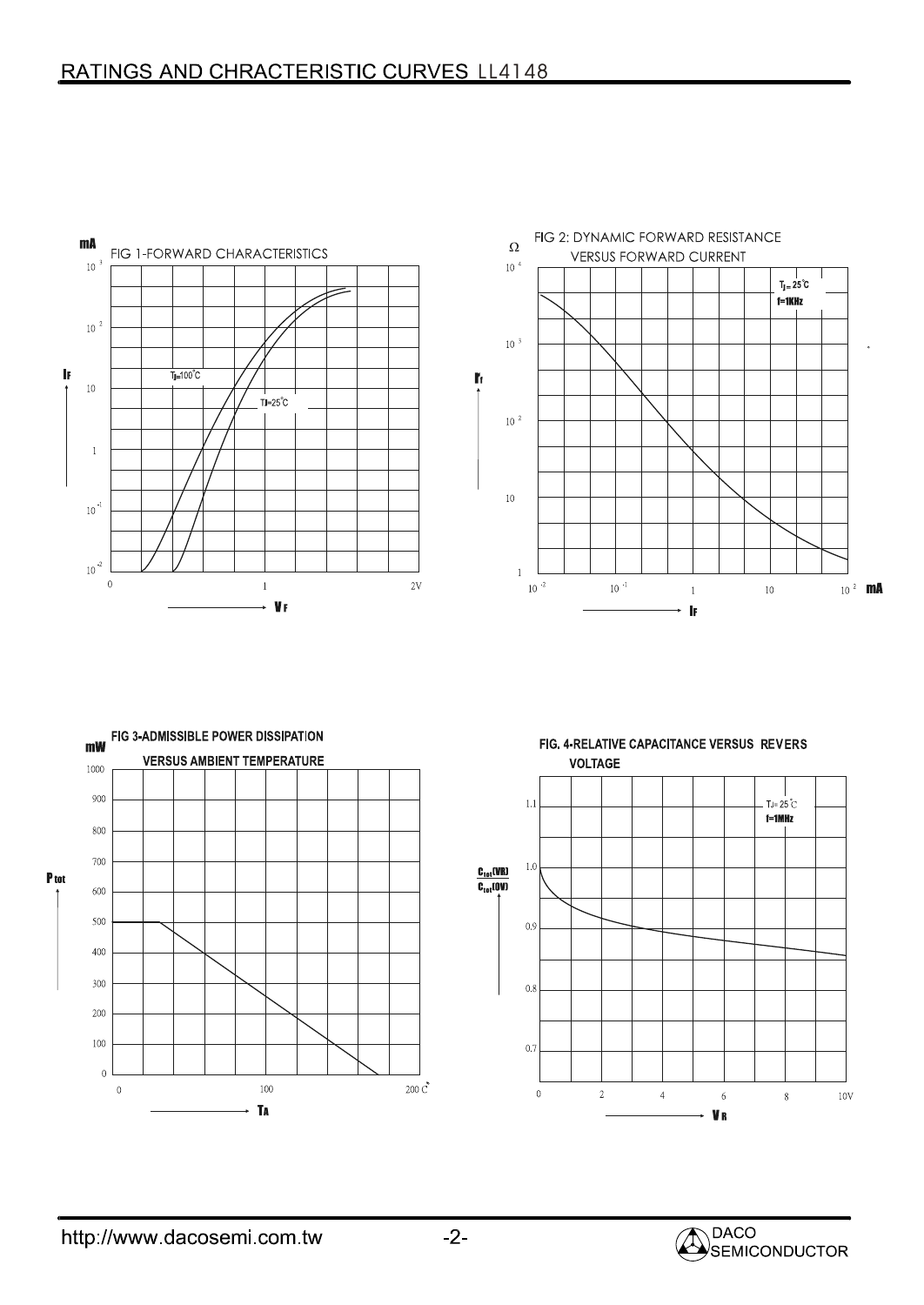# RATINGS AND CHRACTERISTIC CURVES LL4148

FIG 1-FORWARD CHARACTERISTICS

FIG 2: DYNAMIC FORWARD RESISTANCE VERSUS FORWARD CURRENT

FIG 3-ADMISSIBLE POWER DISSIPATION VERSUS AMBIENT TEMPERATURE

FIG. 4-RELATIVE CAPACITANCE VERSUS REVERS VOLTAGE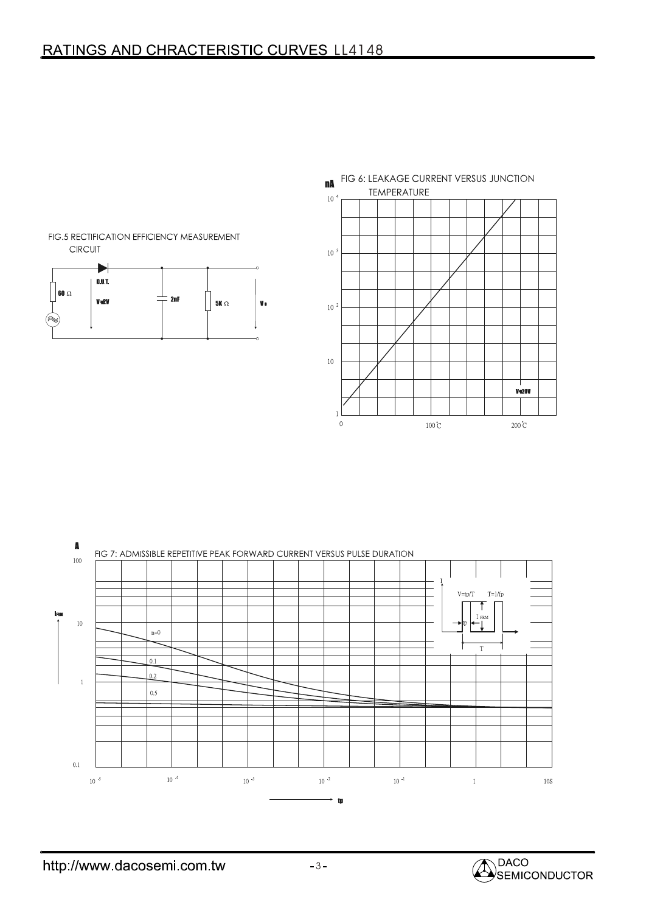## RATINGS AND CHRACTERISTIC CURVES LL4148

FIG.5 RECTIFICATION EFFICIENCY MEASUREMENT CIRCUIT

60 Ω

D.U.T.

V=2V

2nF

5K Ω

V o

FIG 6: LEAKAGE CURRENT VERSUS JUNCTION TEMPERATURE

nA

$10^4$

$10^3$

$10^2$

10

1

0

100℃

200℃

V=20V

FIG 7: ADMISSIBLE REPETITIVE PEAK FORWARD CURRENT VERSUS PULSE DURATION

A

100

10

1

0.1

$I_{FRM}$

n=0

0.1

0.2

0.5

I

V=tp/T

T=1/fp

$I_{FRM}$

tp

T

$10^{-5}$

$10^{-4}$

$10^{-3}$

$10^{-2}$

$10^{-1}$

1

10S

tp